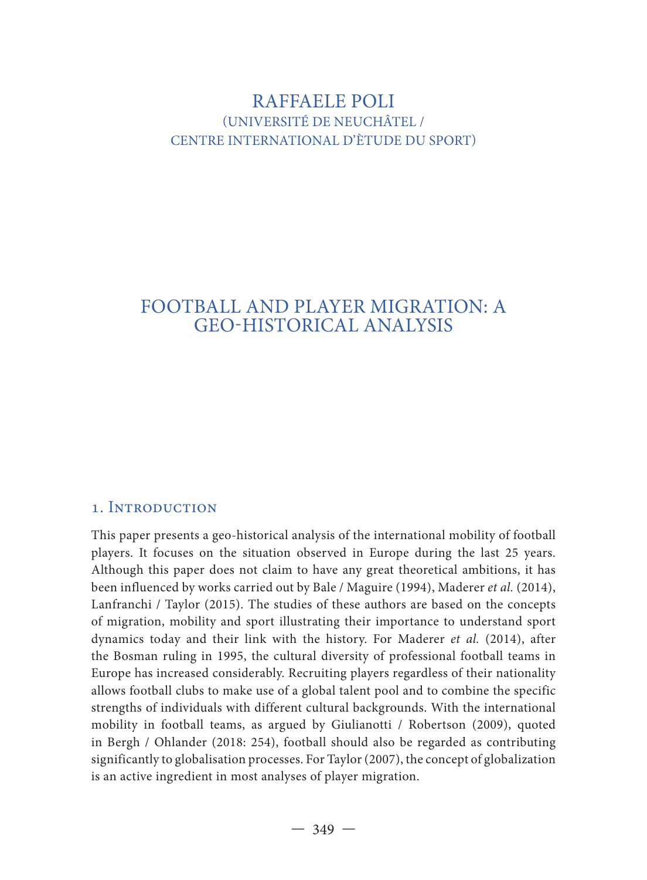RAFFAELE POLI
(UNIVERSITÉ DE NEUCHÂTEL /
CENTRE INTERNATIONAL D'ÈTUDE DU SPORT)

# FOOTBALL AND PLAYER MIGRATION: A GEO-HISTORICAL ANALYSIS

## 1. Introduction

This paper presents a geo-historical analysis of the international mobility of football players. It focuses on the situation observed in Europe during the last 25 years. Although this paper does not claim to have any great theoretical ambitions, it has been influenced by works carried out by Bale / Maguire (1994), Maderer *et al.* (2014), Lanfranchi / Taylor (2015). The studies of these authors are based on the concepts of migration, mobility and sport illustrating their importance to understand sport dynamics today and their link with the history. For Maderer *et al.* (2014), after the Bosman ruling in 1995, the cultural diversity of professional football teams in Europe has increased considerably. Recruiting players regardless of their nationality allows football clubs to make use of a global talent pool and to combine the specific strengths of individuals with different cultural backgrounds. With the international mobility in football teams, as argued by Giulianotti / Robertson (2009), quoted in Bergh / Ohlander (2018: 254), football should also be regarded as contributing significantly to globalisation processes. For Taylor (2007), the concept of globalization is an active ingredient in most analyses of player migration.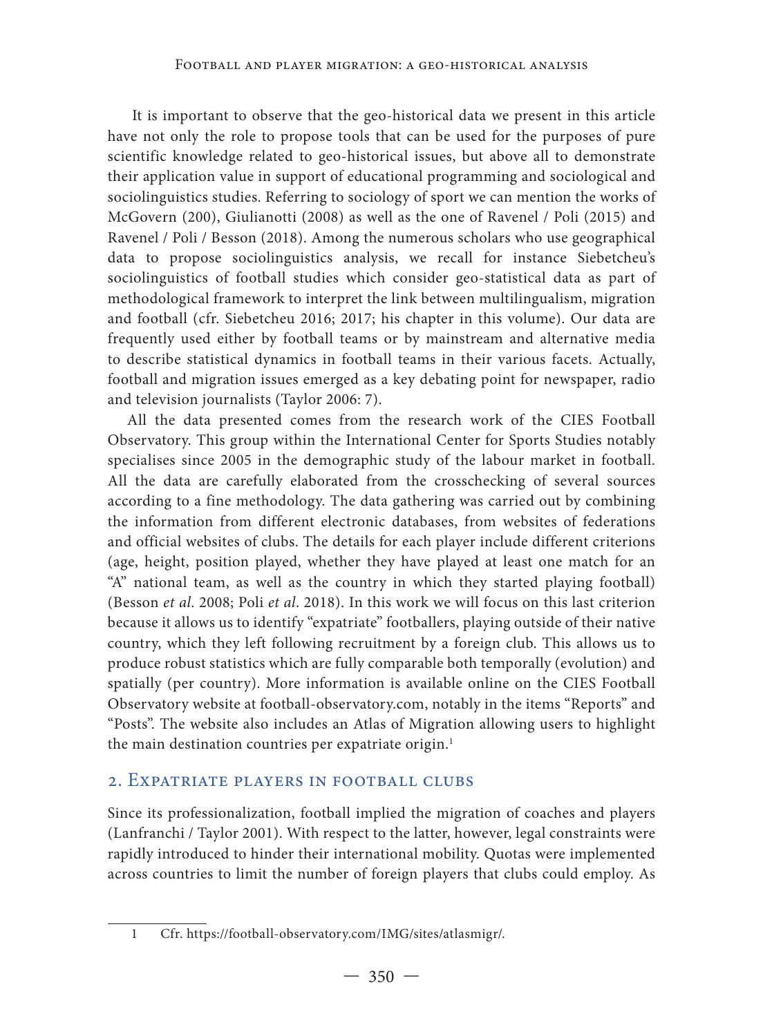It is important to observe that the geo-historical data we present in this article have not only the role to propose tools that can be used for the purposes of pure scientific knowledge related to geo-historical issues, but above all to demonstrate their application value in support of educational programming and sociological and sociolinguistics studies. Referring to sociology of sport we can mention the works of McGovern (200), Giulianotti (2008) as well as the one of Ravenel / Poli (2015) and Ravenel / Poli / Besson (2018). Among the numerous scholars who use geographical data to propose sociolinguistics analysis, we recall for instance Siebetcheu's sociolinguistics of football studies which consider geo-statistical data as part of methodological framework to interpret the link between multilingualism, migration and football (cfr. Siebetcheu 2016; 2017; his chapter in this volume). Our data are frequently used either by football teams or by mainstream and alternative media to describe statistical dynamics in football teams in their various facets. Actually, football and migration issues emerged as a key debating point for newspaper, radio and television journalists (Taylor 2006: 7).

All the data presented comes from the research work of the CIES Football Observatory. This group within the International Center for Sports Studies notably specialises since 2005 in the demographic study of the labour market in football. All the data are carefully elaborated from the crosschecking of several sources according to a fine methodology. The data gathering was carried out by combining the information from different electronic databases, from websites of federations and official websites of clubs. The details for each player include different criterions (age, height, position played, whether they have played at least one match for an "A" national team, as well as the country in which they started playing football) (Besson *et al*. 2008; Poli *et al*. 2018). In this work we will focus on this last criterion because it allows us to identify "expatriate" footballers, playing outside of their native country, which they left following recruitment by a foreign club. This allows us to produce robust statistics which are fully comparable both temporally (evolution) and spatially (per country). More information is available online on the CIES Football Observatory website at football-observatory.com, notably in the items "Reports" and "Posts". The website also includes an Atlas of Migration allowing users to highlight the main destination countries per expatriate origin.[1]

## 2. Expatriate players in football clubs

Since its professionalization, football implied the migration of coaches and players (Lanfranchi / Taylor 2001). With respect to the latter, however, legal constraints were rapidly introduced to hinder their international mobility. Quotas were implemented across countries to limit the number of foreign players that clubs could employ. As

[1] Cfr. https://football-observatory.com/IMG/sites/atlasmigr/.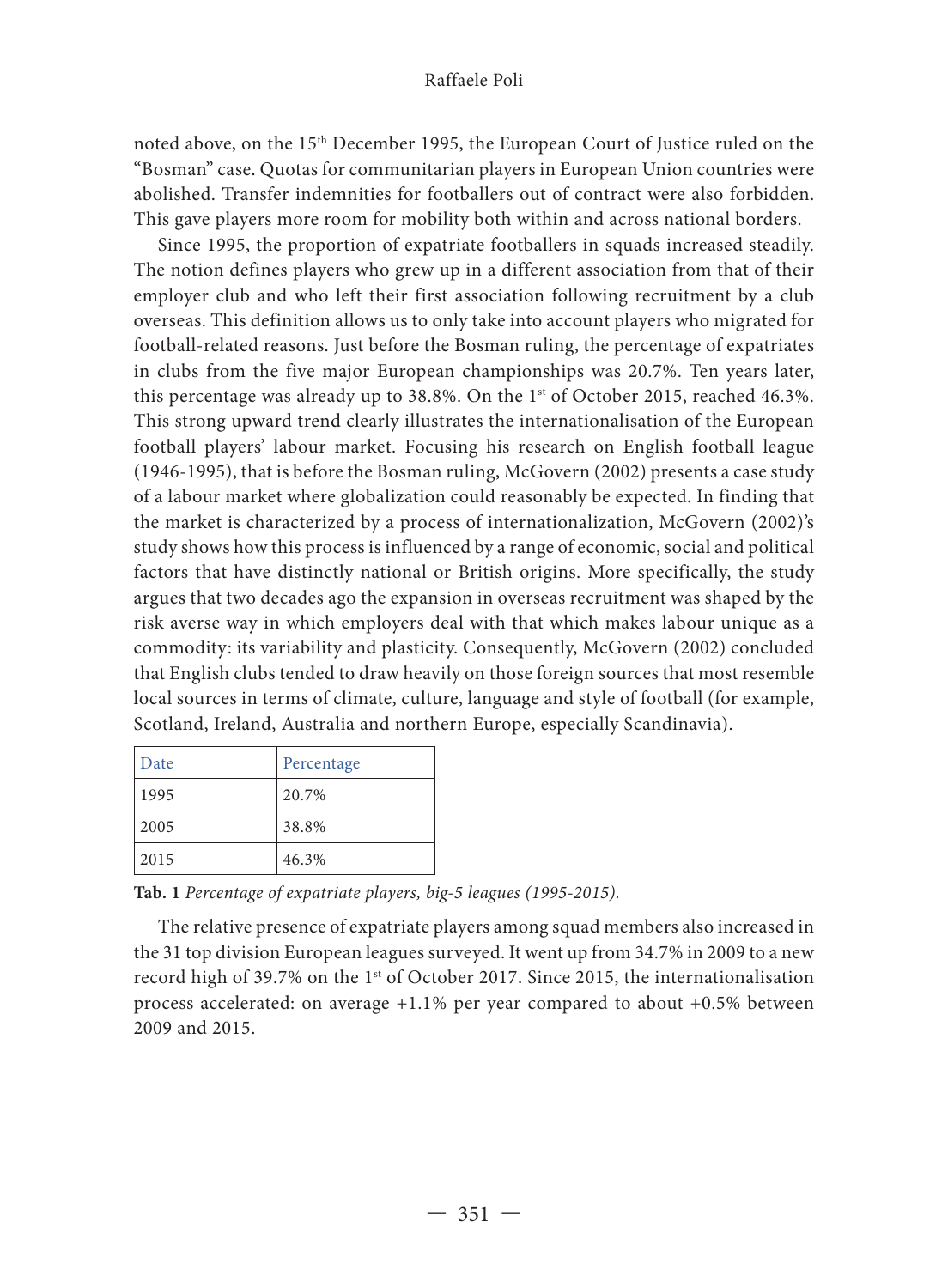noted above, on the 15th December 1995, the European Court of Justice ruled on the "Bosman" case. Quotas for communitarian players in European Union countries were abolished. Transfer indemnities for footballers out of contract were also forbidden. This gave players more room for mobility both within and across national borders.

Since 1995, the proportion of expatriate footballers in squads increased steadily. The notion defines players who grew up in a different association from that of their employer club and who left their first association following recruitment by a club overseas. This definition allows us to only take into account players who migrated for football-related reasons. Just before the Bosman ruling, the percentage of expatriates in clubs from the five major European championships was 20.7%. Ten years later, this percentage was already up to 38.8%. On the 1st of October 2015, reached 46.3%. This strong upward trend clearly illustrates the internationalisation of the European football players' labour market. Focusing his research on English football league (1946-1995), that is before the Bosman ruling, McGovern (2002) presents a case study of a labour market where globalization could reasonably be expected. In finding that the market is characterized by a process of internationalization, McGovern (2002)'s study shows how this process is influenced by a range of economic, social and political factors that have distinctly national or British origins. More specifically, the study argues that two decades ago the expansion in overseas recruitment was shaped by the risk averse way in which employers deal with that which makes labour unique as a commodity: its variability and plasticity. Consequently, McGovern (2002) concluded that English clubs tended to draw heavily on those foreign sources that most resemble local sources in terms of climate, culture, language and style of football (for example, Scotland, Ireland, Australia and northern Europe, especially Scandinavia).

| Date | Percentage |
|---|---|
| 1995 | 20.7% |
| 2005 | 38.8% |
| 2015 | 46.3% |

**Tab. 1** *Percentage of expatriate players, big-5 leagues (1995-2015).*

The relative presence of expatriate players among squad members also increased in the 31 top division European leagues surveyed. It went up from 34.7% in 2009 to a new record high of 39.7% on the 1st of October 2017. Since 2015, the internationalisation process accelerated: on average +1.1% per year compared to about +0.5% between 2009 and 2015.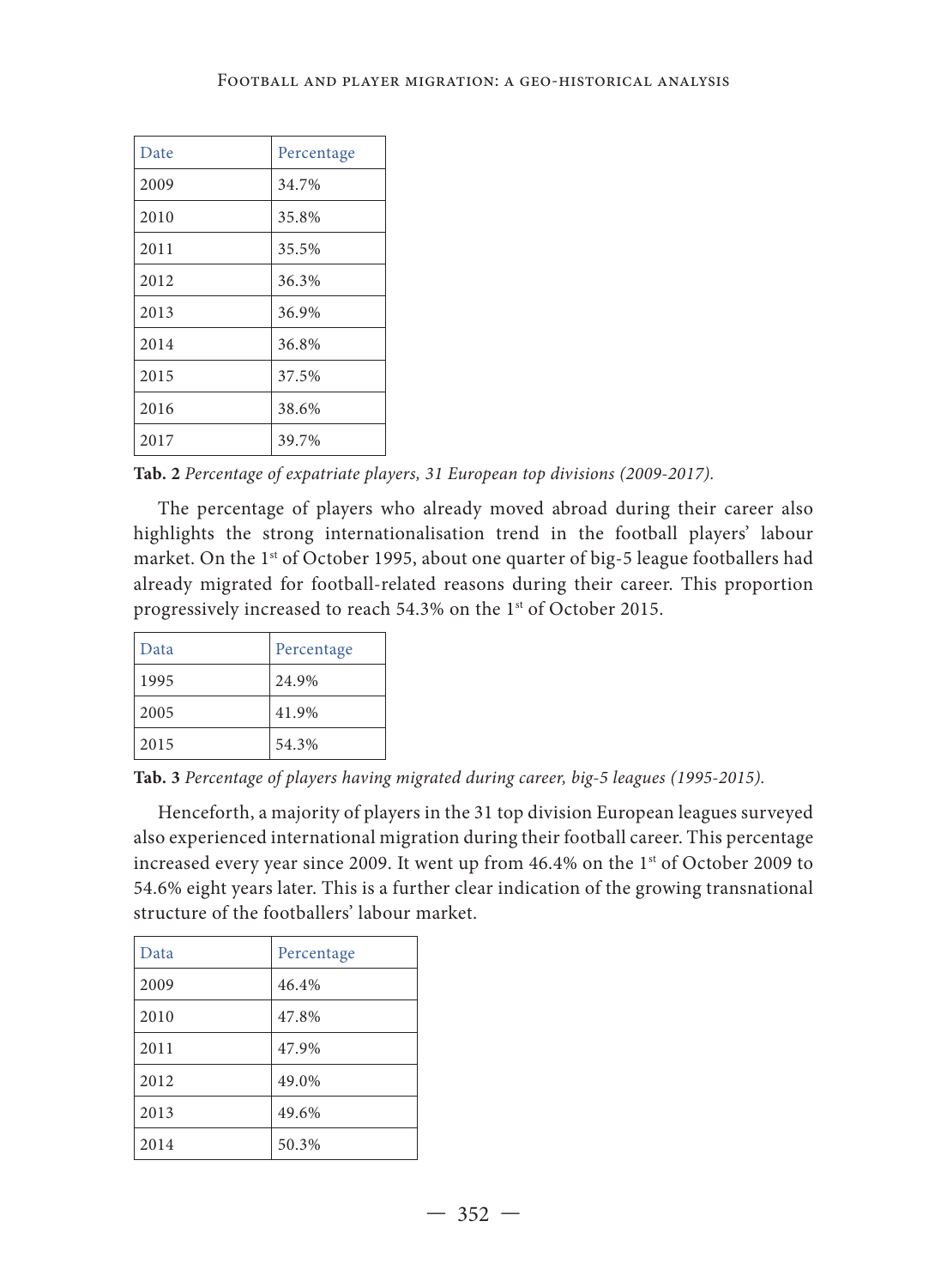| Date | Percentage |
| --- | --- |
| 2009 | 34.7% |
| 2010 | 35.8% |
| 2011 | 35.5% |
| 2012 | 36.3% |
| 2013 | 36.9% |
| 2014 | 36.8% |
| 2015 | 37.5% |
| 2016 | 38.6% |
| 2017 | 39.7% |

**Tab. 2** *Percentage of expatriate players, 31 European top divisions (2009-2017).*

The percentage of players who already moved abroad during their career also highlights the strong internationalisation trend in the football players' labour market. On the 1st of October 1995, about one quarter of big-5 league footballers had already migrated for football-related reasons during their career. This proportion progressively increased to reach 54.3% on the 1st of October 2015.

| Data | Percentage |
| --- | --- |
| 1995 | 24.9% |
| 2005 | 41.9% |
| 2015 | 54.3% |

**Tab. 3** *Percentage of players having migrated during career, big-5 leagues (1995-2015).*

Henceforth, a majority of players in the 31 top division European leagues surveyed also experienced international migration during their football career. This percentage increased every year since 2009. It went up from 46.4% on the 1st of October 2009 to 54.6% eight years later. This is a further clear indication of the growing transnational structure of the footballers' labour market.

| Data | Percentage |
| --- | --- |
| 2009 | 46.4% |
| 2010 | 47.8% |
| 2011 | 47.9% |
| 2012 | 49.0% |
| 2013 | 49.6% |
| 2014 | 50.3% |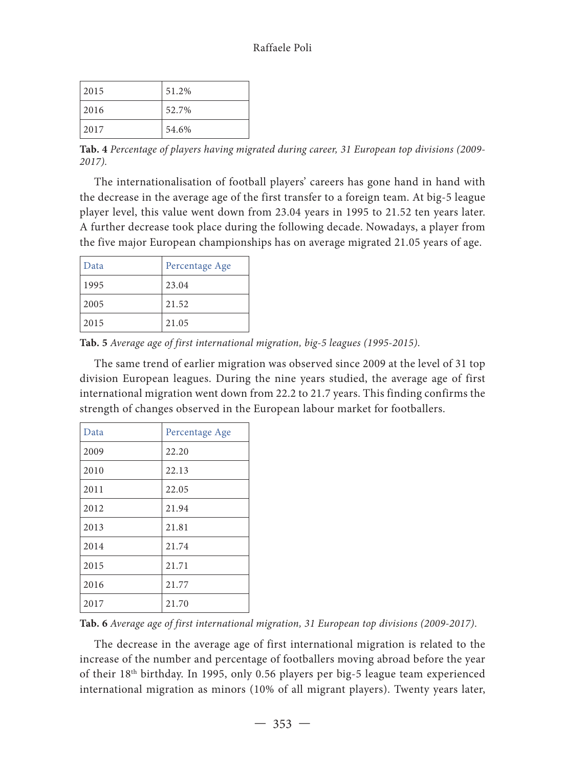| 2015 | 51.2% |
|---|---|
| 2016 | 52.7% |
| 2017 | 54.6% |

**Tab. 4** *Percentage of players having migrated during career, 31 European top divisions (2009-2017).*

The internationalisation of football players' careers has gone hand in hand with the decrease in the average age of the first transfer to a foreign team. At big-5 league player level, this value went down from 23.04 years in 1995 to 21.52 ten years later. A further decrease took place during the following decade. Nowadays, a player from the five major European championships has on average migrated 21.05 years of age.

| Data | Percentage Age |
|---|---|
| 1995 | 23.04 |
| 2005 | 21.52 |
| 2015 | 21.05 |

**Tab. 5** *Average age of first international migration, big-5 leagues (1995-2015).*

The same trend of earlier migration was observed since 2009 at the level of 31 top division European leagues. During the nine years studied, the average age of first international migration went down from 22.2 to 21.7 years. This finding confirms the strength of changes observed in the European labour market for footballers.

| Data | Percentage Age |
|---|---|
| 2009 | 22.20 |
| 2010 | 22.13 |
| 2011 | 22.05 |
| 2012 | 21.94 |
| 2013 | 21.81 |
| 2014 | 21.74 |
| 2015 | 21.71 |
| 2016 | 21.77 |
| 2017 | 21.70 |

**Tab. 6** *Average age of first international migration, 31 European top divisions (2009-2017).*

The decrease in the average age of first international migration is related to the increase of the number and percentage of footballers moving abroad before the year of their 18th birthday. In 1995, only 0.56 players per big-5 league team experienced international migration as minors (10% of all migrant players). Twenty years later,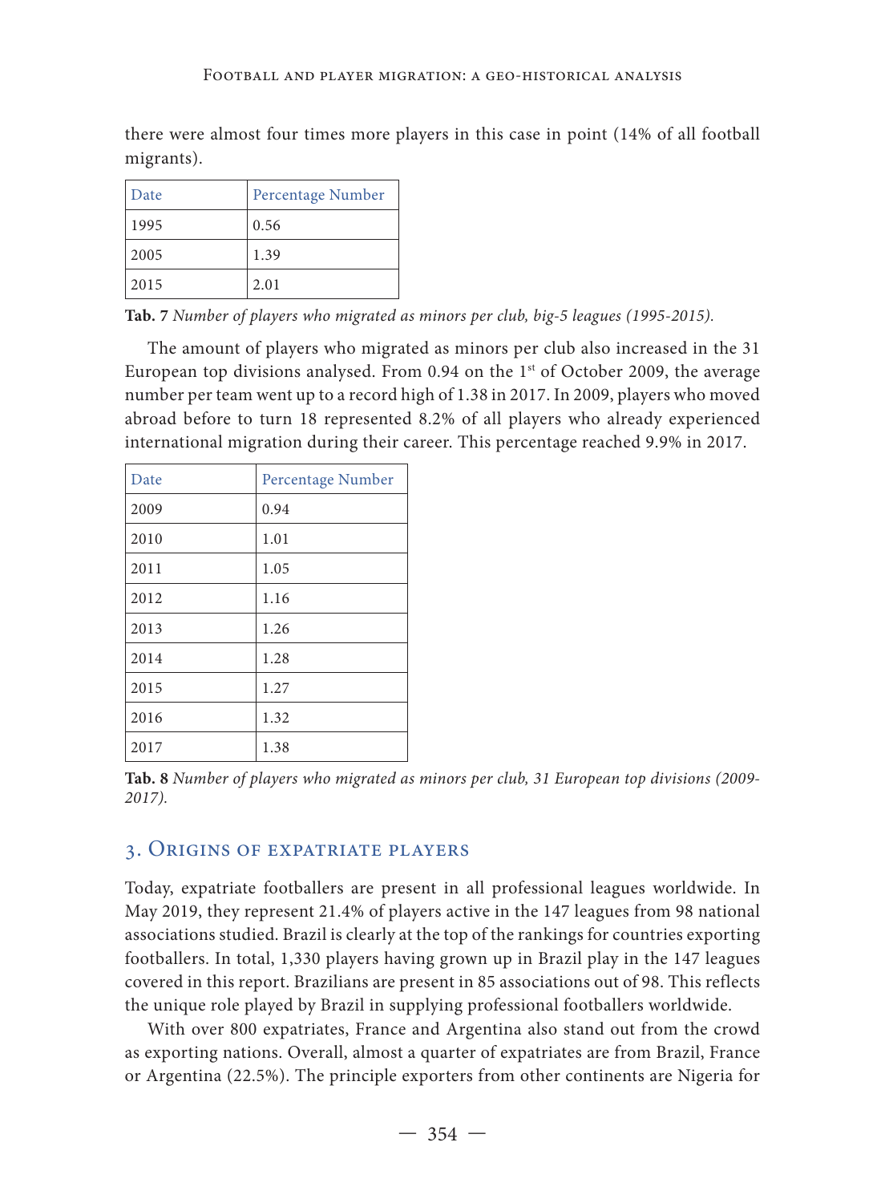there were almost four times more players in this case in point (14% of all football migrants).

| Date | Percentage Number |
|---|---|
| 1995 | 0.56 |
| 2005 | 1.39 |
| 2015 | 2.01 |

**Tab. 7** *Number of players who migrated as minors per club, big-5 leagues (1995-2015).*

The amount of players who migrated as minors per club also increased in the 31 European top divisions analysed. From 0.94 on the 1st of October 2009, the average number per team went up to a record high of 1.38 in 2017. In 2009, players who moved abroad before to turn 18 represented 8.2% of all players who already experienced international migration during their career. This percentage reached 9.9% in 2017.

| Date | Percentage Number |
|---|---|
| 2009 | 0.94 |
| 2010 | 1.01 |
| 2011 | 1.05 |
| 2012 | 1.16 |
| 2013 | 1.26 |
| 2014 | 1.28 |
| 2015 | 1.27 |
| 2016 | 1.32 |
| 2017 | 1.38 |

**Tab. 8** *Number of players who migrated as minors per club, 31 European top divisions (2009-2017).*

## 3. Origins of expatriate players

Today, expatriate footballers are present in all professional leagues worldwide. In May 2019, they represent 21.4% of players active in the 147 leagues from 98 national associations studied. Brazil is clearly at the top of the rankings for countries exporting footballers. In total, 1,330 players having grown up in Brazil play in the 147 leagues covered in this report. Brazilians are present in 85 associations out of 98. This reflects the unique role played by Brazil in supplying professional footballers worldwide.

With over 800 expatriates, France and Argentina also stand out from the crowd as exporting nations. Overall, almost a quarter of expatriates are from Brazil, France or Argentina (22.5%). The principle exporters from other continents are Nigeria for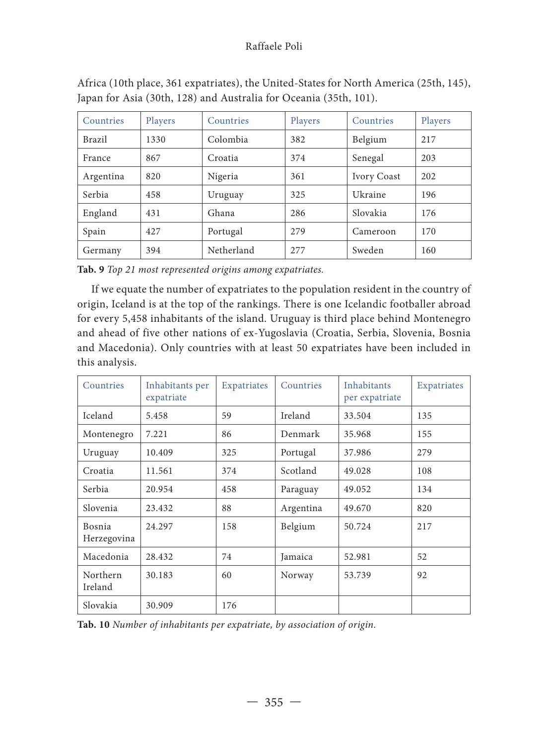Africa (10th place, 361 expatriates), the United-States for North America (25th, 145), Japan for Asia (30th, 128) and Australia for Oceania (35th, 101).

| Countries | Players | Countries | Players | Countries | Players |
|---|---|---|---|---|---|
| Brazil | 1330 | Colombia | 382 | Belgium | 217 |
| France | 867 | Croatia | 374 | Senegal | 203 |
| Argentina | 820 | Nigeria | 361 | Ivory Coast | 202 |
| Serbia | 458 | Uruguay | 325 | Ukraine | 196 |
| England | 431 | Ghana | 286 | Slovakia | 176 |
| Spain | 427 | Portugal | 279 | Cameroon | 170 |
| Germany | 394 | Netherland | 277 | Sweden | 160 |

**Tab. 9** *Top 21 most represented origins among expatriates.*

If we equate the number of expatriates to the population resident in the country of origin, Iceland is at the top of the rankings. There is one Icelandic footballer abroad for every 5,458 inhabitants of the island. Uruguay is third place behind Montenegro and ahead of five other nations of ex-Yugoslavia (Croatia, Serbia, Slovenia, Bosnia and Macedonia). Only countries with at least 50 expatriates have been included in this analysis.

| Countries | Inhabitants per expatriate | Expatriates | Countries | Inhabitants per expatriate | Expatriates |
|---|---|---|---|---|---|
| Iceland | 5.458 | 59 | Ireland | 33.504 | 135 |
| Montenegro | 7.221 | 86 | Denmark | 35.968 | 155 |
| Uruguay | 10.409 | 325 | Portugal | 37.986 | 279 |
| Croatia | 11.561 | 374 | Scotland | 49.028 | 108 |
| Serbia | 20.954 | 458 | Paraguay | 49.052 | 134 |
| Slovenia | 23.432 | 88 | Argentina | 49.670 | 820 |
| Bosnia Herzegovina | 24.297 | 158 | Belgium | 50.724 | 217 |
| Macedonia | 28.432 | 74 | Jamaica | 52.981 | 52 |
| Northern Ireland | 30.183 | 60 | Norway | 53.739 | 92 |
| Slovakia | 30.909 | 176 | | | |

**Tab. 10** *Number of inhabitants per expatriate, by association of origin.*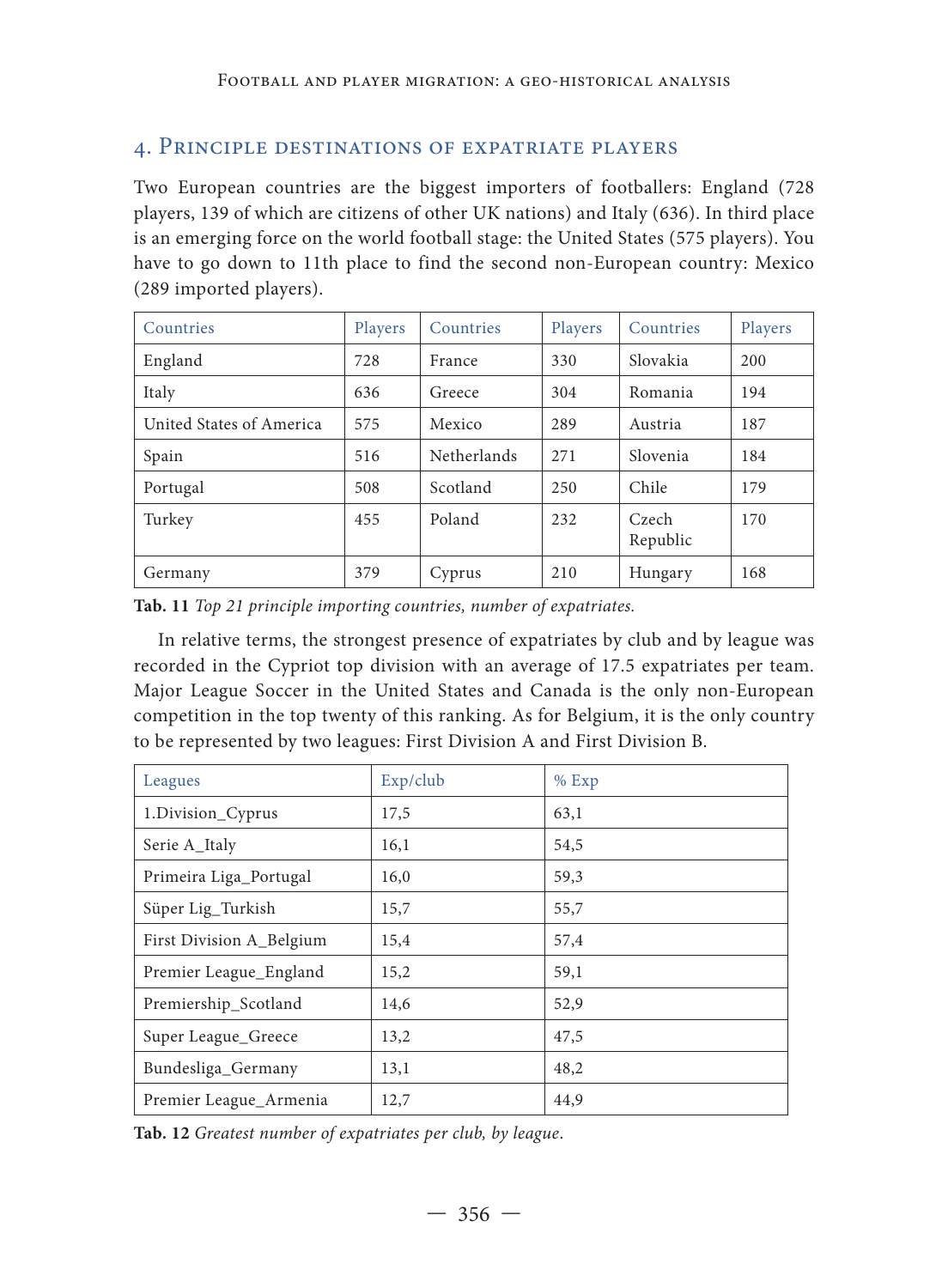## 4. Principle destinations of expatriate players

Two European countries are the biggest importers of footballers: England (728 players, 139 of which are citizens of other UK nations) and Italy (636). In third place is an emerging force on the world football stage: the United States (575 players). You have to go down to 11th place to find the second non-European country: Mexico (289 imported players).

| Countries | Players | Countries | Players | Countries | Players |
|---|---|---|---|---|---|
| England | 728 | France | 330 | Slovakia | 200 |
| Italy | 636 | Greece | 304 | Romania | 194 |
| United States of America | 575 | Mexico | 289 | Austria | 187 |
| Spain | 516 | Netherlands | 271 | Slovenia | 184 |
| Portugal | 508 | Scotland | 250 | Chile | 179 |
| Turkey | 455 | Poland | 232 | Czech Republic | 170 |
| Germany | 379 | Cyprus | 210 | Hungary | 168 |

**Tab. 11** *Top 21 principle importing countries, number of expatriates.*

In relative terms, the strongest presence of expatriates by club and by league was recorded in the Cypriot top division with an average of 17.5 expatriates per team. Major League Soccer in the United States and Canada is the only non-European competition in the top twenty of this ranking. As for Belgium, it is the only country to be represented by two leagues: First Division A and First Division B.

| Leagues | Exp/club | % Exp |
|---|---|---|
| 1.Division_Cyprus | 17,5 | 63,1 |
| Serie A_Italy | 16,1 | 54,5 |
| Primeira Liga_Portugal | 16,0 | 59,3 |
| Süper Lig_Turkish | 15,7 | 55,7 |
| First Division A_Belgium | 15,4 | 57,4 |
| Premier League_England | 15,2 | 59,1 |
| Premiership_Scotland | 14,6 | 52,9 |
| Super League_Greece | 13,2 | 47,5 |
| Bundesliga_Germany | 13,1 | 48,2 |
| Premier League_Armenia | 12,7 | 44,9 |

**Tab. 12** *Greatest number of expatriates per club, by league.*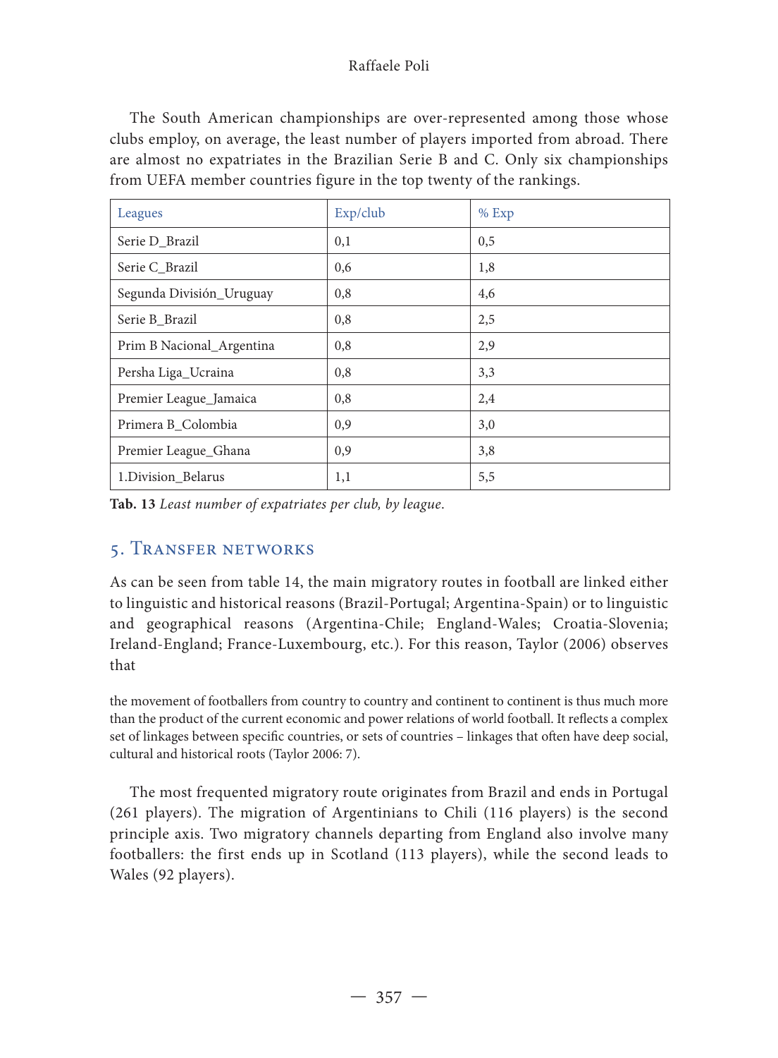The South American championships are over-represented among those whose clubs employ, on average, the least number of players imported from abroad. There are almost no expatriates in the Brazilian Serie B and C. Only six championships from UEFA member countries figure in the top twenty of the rankings.

| Leagues | Exp/club | % Exp |
|---|---|---|
| Serie D_Brazil | 0,1 | 0,5 |
| Serie C_Brazil | 0,6 | 1,8 |
| Segunda División_Uruguay | 0,8 | 4,6 |
| Serie B_Brazil | 0,8 | 2,5 |
| Prim B Nacional_Argentina | 0,8 | 2,9 |
| Persha Liga_Ucraina | 0,8 | 3,3 |
| Premier League_Jamaica | 0,8 | 2,4 |
| Primera B_Colombia | 0,9 | 3,0 |
| Premier League_Ghana | 0,9 | 3,8 |
| 1.Division_Belarus | 1,1 | 5,5 |

**Tab. 13** *Least number of expatriates per club, by league.*

## 5. Transfer networks

As can be seen from table 14, the main migratory routes in football are linked either to linguistic and historical reasons (Brazil-Portugal; Argentina-Spain) or to linguistic and geographical reasons (Argentina-Chile; England-Wales; Croatia-Slovenia; Ireland-England; France-Luxembourg, etc.). For this reason, Taylor (2006) observes that

> the movement of footballers from country to country and continent to continent is thus much more than the product of the current economic and power relations of world football. It reflects a complex set of linkages between specific countries, or sets of countries – linkages that often have deep social, cultural and historical roots (Taylor 2006: 7).

The most frequented migratory route originates from Brazil and ends in Portugal (261 players). The migration of Argentinians to Chili (116 players) is the second principle axis. Two migratory channels departing from England also involve many footballers: the first ends up in Scotland (113 players), while the second leads to Wales (92 players).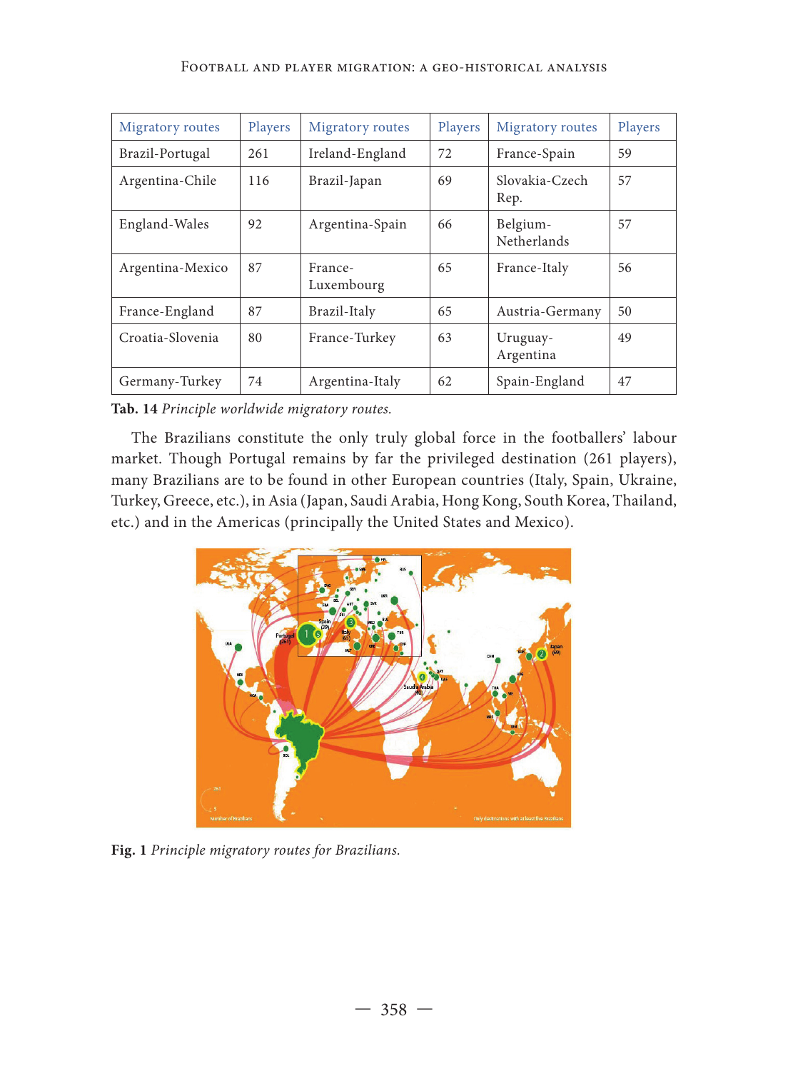| Migratory routes | Players | Migratory routes | Players | Migratory routes | Players |
|---|---|---|---|---|---|
| Brazil-Portugal | 261 | Ireland-England | 72 | France-Spain | 59 |
| Argentina-Chile | 116 | Brazil-Japan | 69 | Slovakia-Czech Rep. | 57 |
| England-Wales | 92 | Argentina-Spain | 66 | Belgium-Netherlands | 57 |
| Argentina-Mexico | 87 | France-Luxembourg | 65 | France-Italy | 56 |
| France-England | 87 | Brazil-Italy | 65 | Austria-Germany | 50 |
| Croatia-Slovenia | 80 | France-Turkey | 63 | Uruguay-Argentina | 49 |
| Germany-Turkey | 74 | Argentina-Italy | 62 | Spain-England | 47 |

**Tab. 14** *Principle worldwide migratory routes.*

The Brazilians constitute the only truly global force in the footballers' labour market. Though Portugal remains by far the privileged destination (261 players), many Brazilians are to be found in other European countries (Italy, Spain, Ukraine, Turkey, Greece, etc.), in Asia (Japan, Saudi Arabia, Hong Kong, South Korea, Thailand, etc.) and in the Americas (principally the United States and Mexico).

**Fig. 1** *Principle migratory routes for Brazilians.*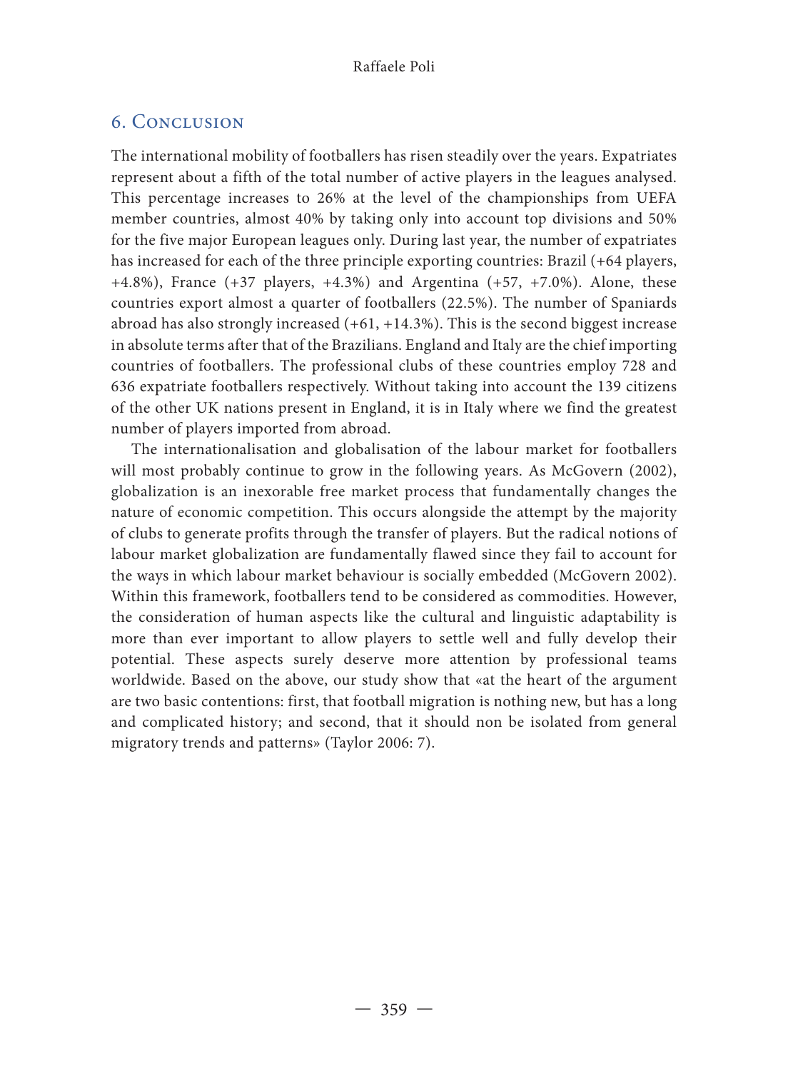## 6. Conclusion

The international mobility of footballers has risen steadily over the years. Expatriates represent about a fifth of the total number of active players in the leagues analysed. This percentage increases to 26% at the level of the championships from UEFA member countries, almost 40% by taking only into account top divisions and 50% for the five major European leagues only. During last year, the number of expatriates has increased for each of the three principle exporting countries: Brazil (+64 players, +4.8%), France (+37 players, +4.3%) and Argentina (+57, +7.0%). Alone, these countries export almost a quarter of footballers (22.5%). The number of Spaniards abroad has also strongly increased (+61, +14.3%). This is the second biggest increase in absolute terms after that of the Brazilians. England and Italy are the chief importing countries of footballers. The professional clubs of these countries employ 728 and 636 expatriate footballers respectively. Without taking into account the 139 citizens of the other UK nations present in England, it is in Italy where we find the greatest number of players imported from abroad.

The internationalisation and globalisation of the labour market for footballers will most probably continue to grow in the following years. As McGovern (2002), globalization is an inexorable free market process that fundamentally changes the nature of economic competition. This occurs alongside the attempt by the majority of clubs to generate profits through the transfer of players. But the radical notions of labour market globalization are fundamentally flawed since they fail to account for the ways in which labour market behaviour is socially embedded (McGovern 2002). Within this framework, footballers tend to be considered as commodities. However, the consideration of human aspects like the cultural and linguistic adaptability is more than ever important to allow players to settle well and fully develop their potential. These aspects surely deserve more attention by professional teams worldwide. Based on the above, our study show that «at the heart of the argument are two basic contentions: first, that football migration is nothing new, but has a long and complicated history; and second, that it should non be isolated from general migratory trends and patterns» (Taylor 2006: 7).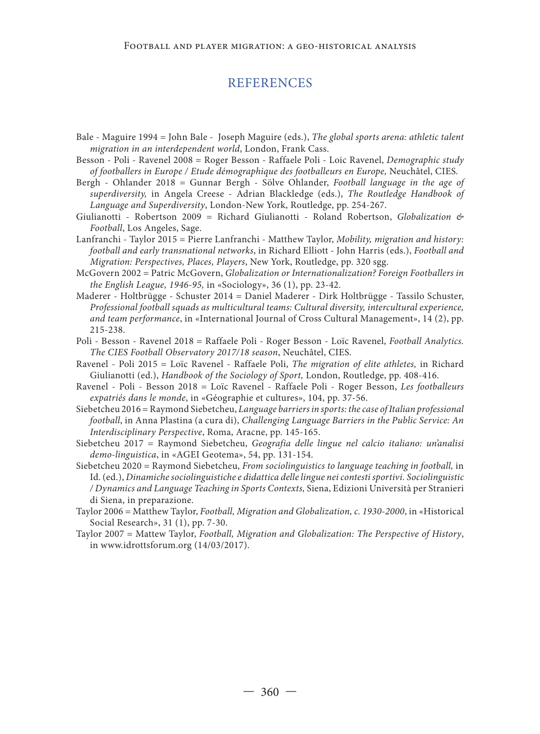## REFERENCES

Bale - Maguire 1994 = John Bale - Joseph Maguire (eds.), *The global sports arena: athletic talent migration in an interdependent world*, London, Frank Cass.

Besson - Poli - Ravenel 2008 = Roger Besson - Raffaele Poli - Loic Ravenel, *Demographic study of footballers in Europe / Etude démographique des footballeurs en Europe,* Neuchâtel, CIES.

Bergh - Ohlander 2018 = Gunnar Bergh - Sölve Ohlander, *Football language in the age of superdiversity,* in Angela Creese - Adrian Blackledge (eds.), *The Routledge Handbook of Language and Superdiversity*, London-New York, Routledge, pp. 254-267.

Giulianotti - Robertson 2009 = Richard Giulianotti - Roland Robertson, *Globalization & Football*, Los Angeles, Sage.

Lanfranchi - Taylor 2015 = Pierre Lanfranchi - Matthew Taylor, *Mobility, migration and history: football and early transnational networks*, in Richard Elliott - John Harris (eds.), *Football and Migration: Perspectives, Places, Players*, New York, Routledge, pp. 320 sgg.

McGovern 2002 = Patric McGovern, *Globalization or Internationalization? Foreign Footballers in the English League, 1946-95,* in «Sociology», 36 (1), pp. 23-42.

Maderer - Holtbrügge - Schuster 2014 = Daniel Maderer - Dirk Holtbrügge - Tassilo Schuster, *Professional football squads as multicultural teams: Cultural diversity, intercultural experience, and team performance*, in «International Journal of Cross Cultural Management», 14 (2), pp. 215-238.

Poli - Besson - Ravenel 2018 = Raffaele Poli - Roger Besson - Loïc Ravenel, *Football Analytics. The CIES Football Observatory 2017/18 season*, Neuchâtel, CIES.

Ravenel - Poli 2015 = Loïc Ravenel - Raffaele Poli, *The migration of elite athletes,* in Richard Giulianotti (ed.), *Handbook of the Sociology of Sport,* London, Routledge, pp. 408-416.

Ravenel - Poli - Besson 2018 = Loïc Ravenel - Raffaele Poli - Roger Besson, *Les footballeurs expatriés dans le monde*, in «Géographie et cultures», 104, pp. 37-56.

Siebetcheu 2016 = Raymond Siebetcheu, *Language barriers in sports: the case of Italian professional football*, in Anna Plastina (a cura di), *Challenging Language Barriers in the Public Service: An Interdisciplinary Perspective*, Roma, Aracne, pp. 145-165.

Siebetcheu 2017 = Raymond Siebetcheu, *Geografia delle lingue nel calcio italiano: un'analisi demo-linguistica*, in «AGEI Geotema», 54, pp. 131-154.

Siebetcheu 2020 = Raymond Siebetcheu, *From sociolinguistics to language teaching in football,* in Id. (ed.), *Dinamiche sociolinguistiche e didattica delle lingue nei contesti sportivi. Sociolinguistic / Dynamics and Language Teaching in Sports Contexts,* Siena, Edizioni Università per Stranieri di Siena, in preparazione.

Taylor 2006 = Matthew Taylor, *Football, Migration and Globalization, c. 1930-2000*, in «Historical Social Research», 31 (1), pp. 7-30.

Taylor 2007 = Mattew Taylor, *Football, Migration and Globalization: The Perspective of History*, in www.idrottsforum.org (14/03/2017).